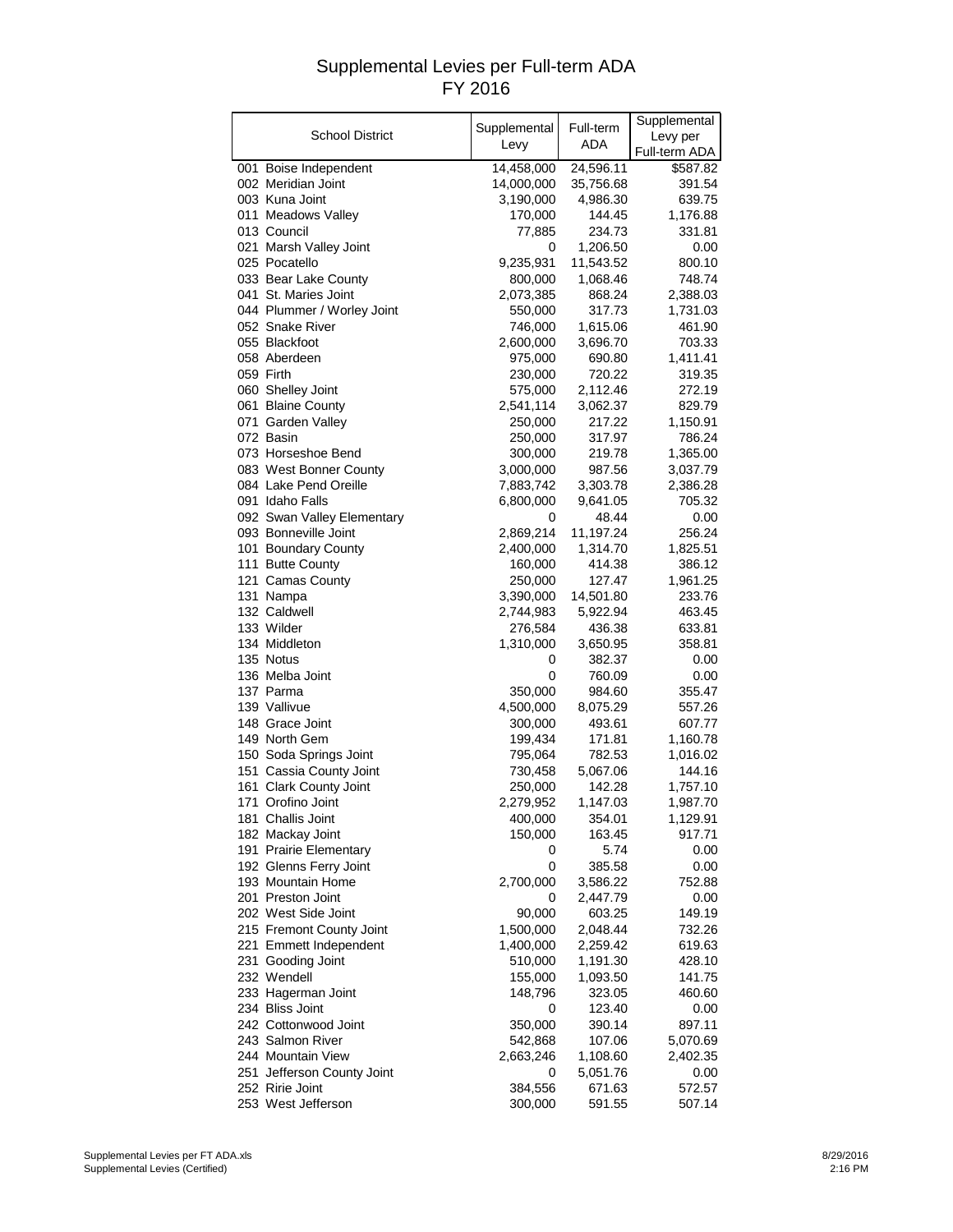# Supplemental Levies per Full-term ADA
# FY 2016

| School District | Supplemental Levy | Full-term ADA | Supplemental Levy per Full-term ADA |
|---|---|---|---|
| 001 Boise Independent | 14,458,000 | 24,596.11 | $587.82 |
| 002 Meridian Joint | 14,000,000 | 35,756.68 | 391.54 |
| 003 Kuna Joint | 3,190,000 | 4,986.30 | 639.75 |
| 011 Meadows Valley | 170,000 | 144.45 | 1,176.88 |
| 013 Council | 77,885 | 234.73 | 331.81 |
| 021 Marsh Valley Joint | 0 | 1,206.50 | 0.00 |
| 025 Pocatello | 9,235,931 | 11,543.52 | 800.10 |
| 033 Bear Lake County | 800,000 | 1,068.46 | 748.74 |
| 041 St. Maries Joint | 2,073,385 | 868.24 | 2,388.03 |
| 044 Plummer / Worley Joint | 550,000 | 317.73 | 1,731.03 |
| 052 Snake River | 746,000 | 1,615.06 | 461.90 |
| 055 Blackfoot | 2,600,000 | 3,696.70 | 703.33 |
| 058 Aberdeen | 975,000 | 690.80 | 1,411.41 |
| 059 Firth | 230,000 | 720.22 | 319.35 |
| 060 Shelley Joint | 575,000 | 2,112.46 | 272.19 |
| 061 Blaine County | 2,541,114 | 3,062.37 | 829.79 |
| 071 Garden Valley | 250,000 | 217.22 | 1,150.91 |
| 072 Basin | 250,000 | 317.97 | 786.24 |
| 073 Horseshoe Bend | 300,000 | 219.78 | 1,365.00 |
| 083 West Bonner County | 3,000,000 | 987.56 | 3,037.79 |
| 084 Lake Pend Oreille | 7,883,742 | 3,303.78 | 2,386.28 |
| 091 Idaho Falls | 6,800,000 | 9,641.05 | 705.32 |
| 092 Swan Valley Elementary | 0 | 48.44 | 0.00 |
| 093 Bonneville Joint | 2,869,214 | 11,197.24 | 256.24 |
| 101 Boundary County | 2,400,000 | 1,314.70 | 1,825.51 |
| 111 Butte County | 160,000 | 414.38 | 386.12 |
| 121 Camas County | 250,000 | 127.47 | 1,961.25 |
| 131 Nampa | 3,390,000 | 14,501.80 | 233.76 |
| 132 Caldwell | 2,744,983 | 5,922.94 | 463.45 |
| 133 Wilder | 276,584 | 436.38 | 633.81 |
| 134 Middleton | 1,310,000 | 3,650.95 | 358.81 |
| 135 Notus | 0 | 382.37 | 0.00 |
| 136 Melba Joint | 0 | 760.09 | 0.00 |
| 137 Parma | 350,000 | 984.60 | 355.47 |
| 139 Vallivue | 4,500,000 | 8,075.29 | 557.26 |
| 148 Grace Joint | 300,000 | 493.61 | 607.77 |
| 149 North Gem | 199,434 | 171.81 | 1,160.78 |
| 150 Soda Springs Joint | 795,064 | 782.53 | 1,016.02 |
| 151 Cassia County Joint | 730,458 | 5,067.06 | 144.16 |
| 161 Clark County Joint | 250,000 | 142.28 | 1,757.10 |
| 171 Orofino Joint | 2,279,952 | 1,147.03 | 1,987.70 |
| 181 Challis Joint | 400,000 | 354.01 | 1,129.91 |
| 182 Mackay Joint | 150,000 | 163.45 | 917.71 |
| 191 Prairie Elementary | 0 | 5.74 | 0.00 |
| 192 Glenns Ferry Joint | 0 | 385.58 | 0.00 |
| 193 Mountain Home | 2,700,000 | 3,586.22 | 752.88 |
| 201 Preston Joint | 0 | 2,447.79 | 0.00 |
| 202 West Side Joint | 90,000 | 603.25 | 149.19 |
| 215 Fremont County Joint | 1,500,000 | 2,048.44 | 732.26 |
| 221 Emmett Independent | 1,400,000 | 2,259.42 | 619.63 |
| 231 Gooding Joint | 510,000 | 1,191.30 | 428.10 |
| 232 Wendell | 155,000 | 1,093.50 | 141.75 |
| 233 Hagerman Joint | 148,796 | 323.05 | 460.60 |
| 234 Bliss Joint | 0 | 123.40 | 0.00 |
| 242 Cottonwood Joint | 350,000 | 390.14 | 897.11 |
| 243 Salmon River | 542,868 | 107.06 | 5,070.69 |
| 244 Mountain View | 2,663,246 | 1,108.60 | 2,402.35 |
| 251 Jefferson County Joint | 0 | 5,051.76 | 0.00 |
| 252 Ririe Joint | 384,556 | 671.63 | 572.57 |
| 253 West Jefferson | 300,000 | 591.55 | 507.14 |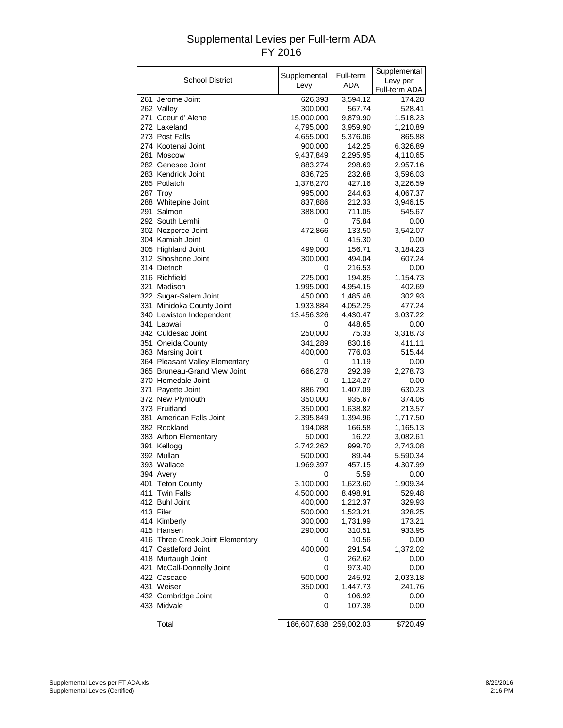# Supplemental Levies per Full-term ADA
## FY 2016

| School District | Supplemental Levy | Full-term ADA | Supplemental Levy per Full-term ADA |
|---|---|---|---|
| 261 Jerome Joint | 626,393 | 3,594.12 | 174.28 |
| 262 Valley | 300,000 | 567.74 | 528.41 |
| 271 Coeur d' Alene | 15,000,000 | 9,879.90 | 1,518.23 |
| 272 Lakeland | 4,795,000 | 3,959.90 | 1,210.89 |
| 273 Post Falls | 4,655,000 | 5,376.06 | 865.88 |
| 274 Kootenai Joint | 900,000 | 142.25 | 6,326.89 |
| 281 Moscow | 9,437,849 | 2,295.95 | 4,110.65 |
| 282 Genesee Joint | 883,274 | 298.69 | 2,957.16 |
| 283 Kendrick Joint | 836,725 | 232.68 | 3,596.03 |
| 285 Potlatch | 1,378,270 | 427.16 | 3,226.59 |
| 287 Troy | 995,000 | 244.63 | 4,067.37 |
| 288 Whitepine Joint | 837,886 | 212.33 | 3,946.15 |
| 291 Salmon | 388,000 | 711.05 | 545.67 |
| 292 South Lemhi | 0 | 75.84 | 0.00 |
| 302 Nezperce Joint | 472,866 | 133.50 | 3,542.07 |
| 304 Kamiah Joint | 0 | 415.30 | 0.00 |
| 305 Highland Joint | 499,000 | 156.71 | 3,184.23 |
| 312 Shoshone Joint | 300,000 | 494.04 | 607.24 |
| 314 Dietrich | 0 | 216.53 | 0.00 |
| 316 Richfield | 225,000 | 194.85 | 1,154.73 |
| 321 Madison | 1,995,000 | 4,954.15 | 402.69 |
| 322 Sugar-Salem Joint | 450,000 | 1,485.48 | 302.93 |
| 331 Minidoka County Joint | 1,933,884 | 4,052.25 | 477.24 |
| 340 Lewiston Independent | 13,456,326 | 4,430.47 | 3,037.22 |
| 341 Lapwai | 0 | 448.65 | 0.00 |
| 342 Culdesac Joint | 250,000 | 75.33 | 3,318.73 |
| 351 Oneida County | 341,289 | 830.16 | 411.11 |
| 363 Marsing Joint | 400,000 | 776.03 | 515.44 |
| 364 Pleasant Valley Elementary | 0 | 11.19 | 0.00 |
| 365 Bruneau-Grand View Joint | 666,278 | 292.39 | 2,278.73 |
| 370 Homedale Joint | 0 | 1,124.27 | 0.00 |
| 371 Payette Joint | 886,790 | 1,407.09 | 630.23 |
| 372 New Plymouth | 350,000 | 935.67 | 374.06 |
| 373 Fruitland | 350,000 | 1,638.82 | 213.57 |
| 381 American Falls Joint | 2,395,849 | 1,394.96 | 1,717.50 |
| 382 Rockland | 194,088 | 166.58 | 1,165.13 |
| 383 Arbon Elementary | 50,000 | 16.22 | 3,082.61 |
| 391 Kellogg | 2,742,262 | 999.70 | 2,743.08 |
| 392 Mullan | 500,000 | 89.44 | 5,590.34 |
| 393 Wallace | 1,969,397 | 457.15 | 4,307.99 |
| 394 Avery | 0 | 5.59 | 0.00 |
| 401 Teton County | 3,100,000 | 1,623.60 | 1,909.34 |
| 411 Twin Falls | 4,500,000 | 8,498.91 | 529.48 |
| 412 Buhl Joint | 400,000 | 1,212.37 | 329.93 |
| 413 Filer | 500,000 | 1,523.21 | 328.25 |
| 414 Kimberly | 300,000 | 1,731.99 | 173.21 |
| 415 Hansen | 290,000 | 310.51 | 933.95 |
| 416 Three Creek Joint Elementary | 0 | 10.56 | 0.00 |
| 417 Castleford Joint | 400,000 | 291.54 | 1,372.02 |
| 418 Murtaugh Joint | 0 | 262.62 | 0.00 |
| 421 McCall-Donnelly Joint | 0 | 973.40 | 0.00 |
| 422 Cascade | 500,000 | 245.92 | 2,033.18 |
| 431 Weiser | 350,000 | 1,447.73 | 241.76 |
| 432 Cambridge Joint | 0 | 106.92 | 0.00 |
| 433 Midvale | 0 | 107.38 | 0.00 |
| Total | 186,607,638 | 259,002.03 | $720.49 |

Supplemental Levies per FT ADA.xls
Supplemental Levies (Certified)

8/29/2016
2:16 PM